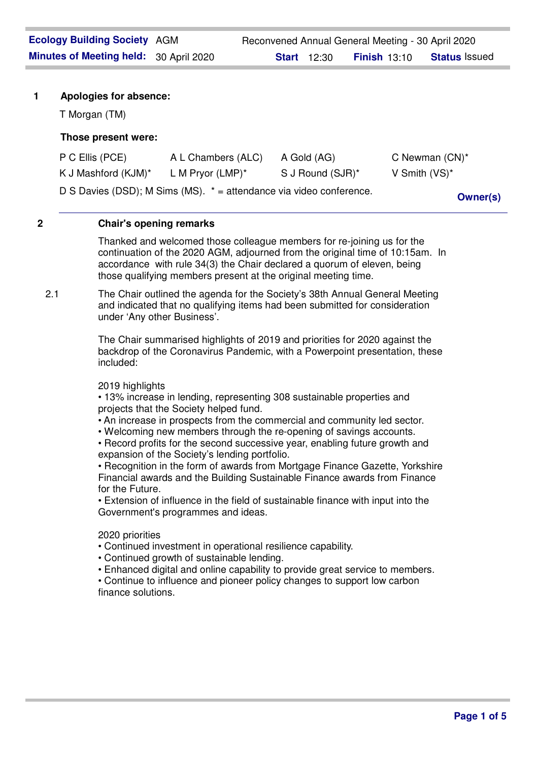| **Ecology Building Society** | AGM | Reconvened Annual General Meeting - 30 April 2020 | | |
|---|---|---|---|---|
| **Minutes of Meeting held:** | 30 April 2020 | **Start** 12:30 | **Finish** 13:10 | **Status** Issued |

## 1 Apologies for absence:

T Morgan (TM)

**Those present were:**

| | | | |
|---|---|---|---|
| P C Ellis (PCE) | A L Chambers (ALC) | A Gold (AG) | C Newman (CN)* |
| K J Mashford (KJM)* | L M Pryor (LMP)* | S J Round (SJR)* | V Smith (VS)* |

D S Davies (DSD); M Sims (MS). * = attendance via video conference.

**Owner(s)**

## 2 Chair's opening remarks

Thanked and welcomed those colleague members for re-joining us for the continuation of the 2020 AGM, adjourned from the original time of 10:15am. In accordance with rule 34(3) the Chair declared a quorum of eleven, being those qualifying members present at the original meeting time.

2.1 The Chair outlined the agenda for the Society's 38th Annual General Meeting and indicated that no qualifying items had been submitted for consideration under 'Any other Business'.

The Chair summarised highlights of 2019 and priorities for 2020 against the backdrop of the Coronavirus Pandemic, with a Powerpoint presentation, these included:

2019 highlights
- 13% increase in lending, representing 308 sustainable properties and projects that the Society helped fund.
- An increase in prospects from the commercial and community led sector.
- Welcoming new members through the re-opening of savings accounts.
- Record profits for the second successive year, enabling future growth and expansion of the Society's lending portfolio.
- Recognition in the form of awards from Mortgage Finance Gazette, Yorkshire Financial awards and the Building Sustainable Finance awards from Finance for the Future.
- Extension of influence in the field of sustainable finance with input into the Government's programmes and ideas.

2020 priorities
- Continued investment in operational resilience capability.
- Continued growth of sustainable lending.
- Enhanced digital and online capability to provide great service to members.
- Continue to influence and pioneer policy changes to support low carbon finance solutions.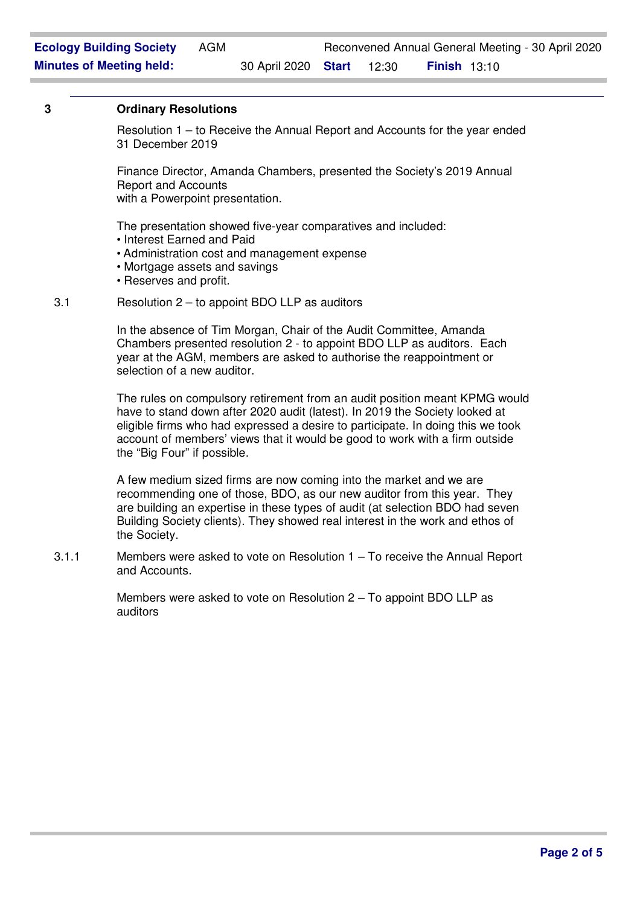## 3 Ordinary Resolutions

Resolution 1 – to Receive the Annual Report and Accounts for the year ended 31 December 2019

Finance Director, Amanda Chambers, presented the Society's 2019 Annual Report and Accounts
with a Powerpoint presentation.

The presentation showed five-year comparatives and included:
- Interest Earned and Paid
- Administration cost and management expense
- Mortgage assets and savings
- Reserves and profit.

**3.1** Resolution 2 – to appoint BDO LLP as auditors

In the absence of Tim Morgan, Chair of the Audit Committee, Amanda Chambers presented resolution 2 - to appoint BDO LLP as auditors. Each year at the AGM, members are asked to authorise the reappointment or selection of a new auditor.

The rules on compulsory retirement from an audit position meant KPMG would have to stand down after 2020 audit (latest). In 2019 the Society looked at eligible firms who had expressed a desire to participate. In doing this we took account of members' views that it would be good to work with a firm outside the "Big Four" if possible.

A few medium sized firms are now coming into the market and we are recommending one of those, BDO, as our new auditor from this year. They are building an expertise in these types of audit (at selection BDO had seven Building Society clients). They showed real interest in the work and ethos of the Society.

**3.1.1** Members were asked to vote on Resolution 1 – To receive the Annual Report and Accounts.

Members were asked to vote on Resolution 2 – To appoint BDO LLP as auditors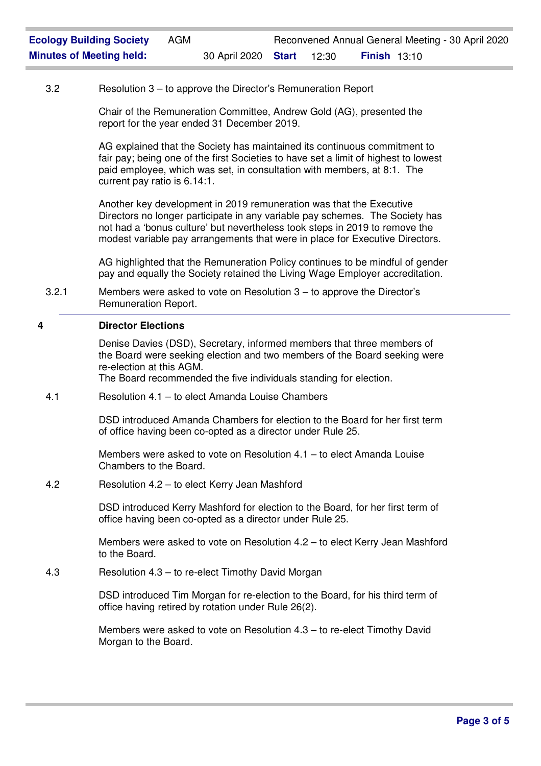3.2 Resolution 3 – to approve the Director's Remuneration Report

Chair of the Remuneration Committee, Andrew Gold (AG), presented the report for the year ended 31 December 2019.

AG explained that the Society has maintained its continuous commitment to fair pay; being one of the first Societies to have set a limit of highest to lowest paid employee, which was set, in consultation with members, at 8:1. The current pay ratio is 6.14:1.

Another key development in 2019 remuneration was that the Executive Directors no longer participate in any variable pay schemes. The Society has not had a 'bonus culture' but nevertheless took steps in 2019 to remove the modest variable pay arrangements that were in place for Executive Directors.

AG highlighted that the Remuneration Policy continues to be mindful of gender pay and equally the Society retained the Living Wage Employer accreditation.

3.2.1 Members were asked to vote on Resolution 3 – to approve the Director's Remuneration Report.

---

## 4 Director Elections

Denise Davies (DSD), Secretary, informed members that three members of the Board were seeking election and two members of the Board seeking were re-election at this AGM.
The Board recommended the five individuals standing for election.

4.1 Resolution 4.1 – to elect Amanda Louise Chambers

DSD introduced Amanda Chambers for election to the Board for her first term of office having been co-opted as a director under Rule 25.

Members were asked to vote on Resolution 4.1 – to elect Amanda Louise Chambers to the Board.

4.2 Resolution 4.2 – to elect Kerry Jean Mashford

DSD introduced Kerry Mashford for election to the Board, for her first term of office having been co-opted as a director under Rule 25.

Members were asked to vote on Resolution 4.2 – to elect Kerry Jean Mashford to the Board.

4.3 Resolution 4.3 – to re-elect Timothy David Morgan

DSD introduced Tim Morgan for re-election to the Board, for his third term of office having retired by rotation under Rule 26(2).

Members were asked to vote on Resolution 4.3 – to re-elect Timothy David Morgan to the Board.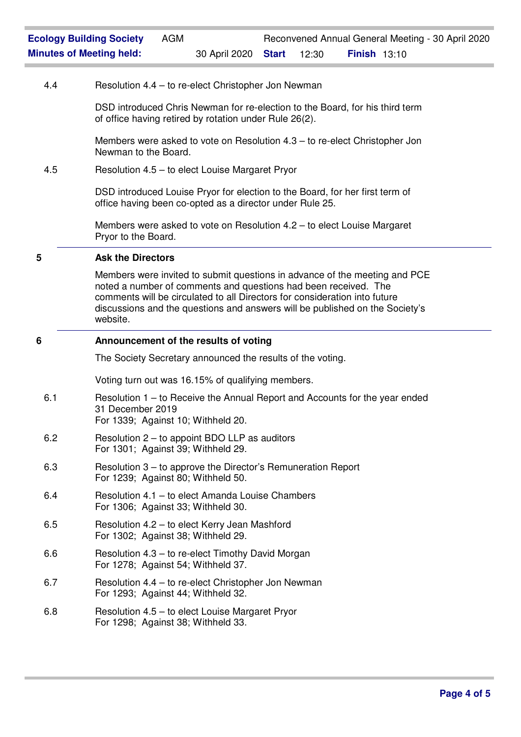4.4 Resolution 4.4 – to re-elect Christopher Jon Newman

DSD introduced Chris Newman for re-election to the Board, for his third term of office having retired by rotation under Rule 26(2).

Members were asked to vote on Resolution 4.3 – to re-elect Christopher Jon Newman to the Board.

4.5 Resolution 4.5 – to elect Louise Margaret Pryor

DSD introduced Louise Pryor for election to the Board, for her first term of office having been co-opted as a director under Rule 25.

Members were asked to vote on Resolution 4.2 – to elect Louise Margaret Pryor to the Board.

---

## 5 Ask the Directors

Members were invited to submit questions in advance of the meeting and PCE noted a number of comments and questions had been received. The comments will be circulated to all Directors for consideration into future discussions and the questions and answers will be published on the Society's website.

---

## 6 Announcement of the results of voting

The Society Secretary announced the results of the voting.

Voting turn out was 16.15% of qualifying members.

6.1 Resolution 1 – to Receive the Annual Report and Accounts for the year ended 31 December 2019
For 1339; Against 10; Withheld 20.

6.2 Resolution 2 – to appoint BDO LLP as auditors
For 1301; Against 39; Withheld 29.

6.3 Resolution 3 – to approve the Director's Remuneration Report
For 1239; Against 80; Withheld 50.

6.4 Resolution 4.1 – to elect Amanda Louise Chambers
For 1306; Against 33; Withheld 30.

6.5 Resolution 4.2 – to elect Kerry Jean Mashford
For 1302; Against 38; Withheld 29.

6.6 Resolution 4.3 – to re-elect Timothy David Morgan
For 1278; Against 54; Withheld 37.

6.7 Resolution 4.4 – to re-elect Christopher Jon Newman
For 1293; Against 44; Withheld 32.

6.8 Resolution 4.5 – to elect Louise Margaret Pryor
For 1298; Against 38; Withheld 33.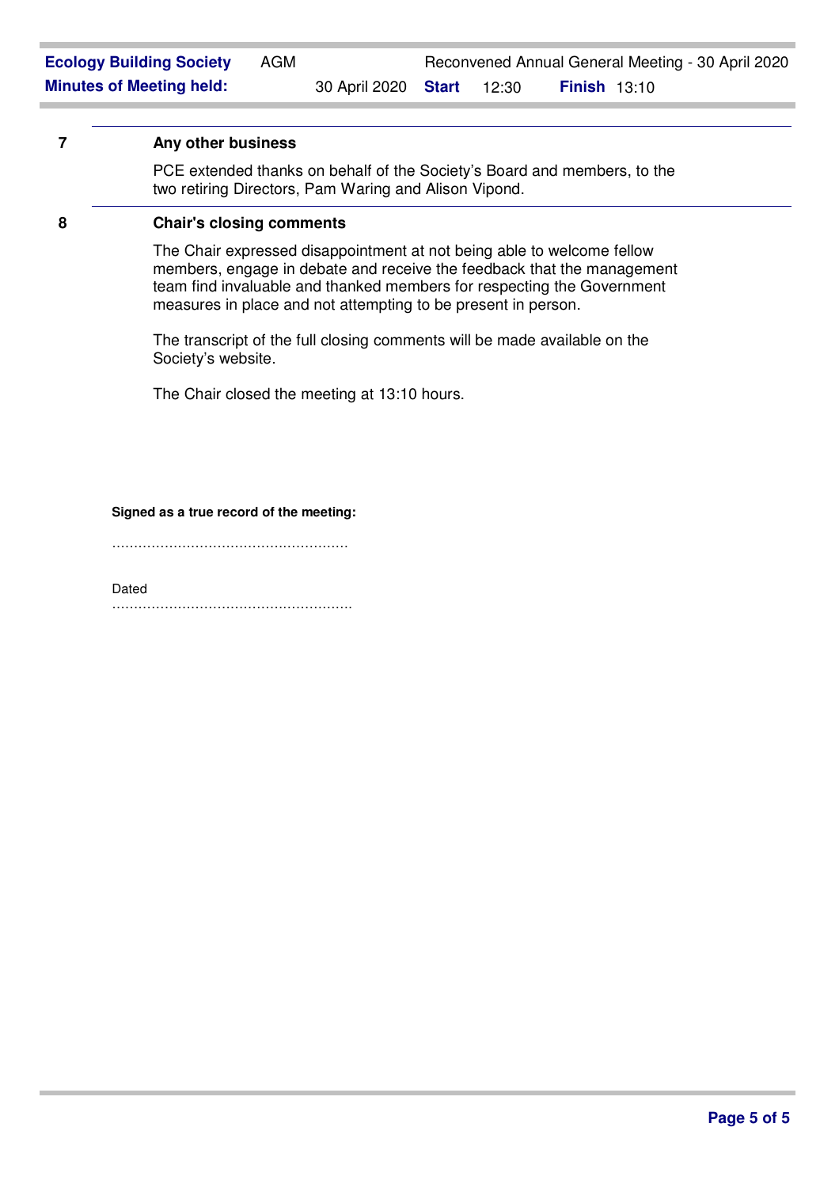## 7 Any other business

PCE extended thanks on behalf of the Society's Board and members, to the two retiring Directors, Pam Waring and Alison Vipond.

## 8 Chair's closing comments

The Chair expressed disappointment at not being able to welcome fellow members, engage in debate and receive the feedback that the management team find invaluable and thanked members for respecting the Government measures in place and not attempting to be present in person.

The transcript of the full closing comments will be made available on the Society's website.

The Chair closed the meeting at 13:10 hours.

**Signed as a true record of the meeting:**

………………………………………………

Dated

………………………………………………